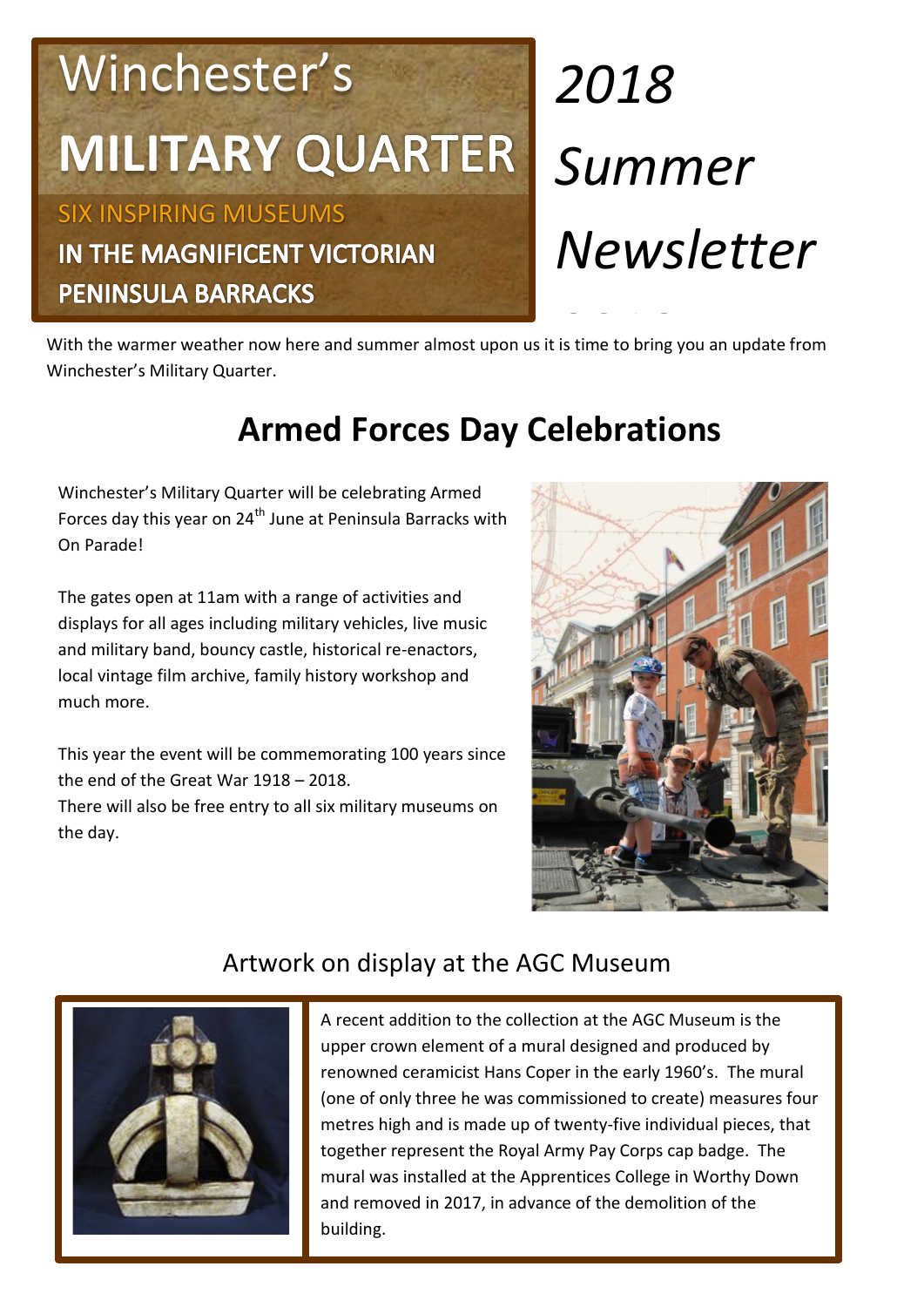# Winchester's MILITARY QUARTER

SIX INSPIRING MUSEUMS

IN THE MAGNIFICENT VICTORIAN PENINSULA BARRACKS

*2018 Summer Newsletter*

With the warmer weather now here and summer almost upon us it is time to bring you an update from Winchester's Military Quarter.

## Armed Forces Day Celebrations

Winchester's Military Quarter will be celebrating Armed Forces day this year on 24th June at Peninsula Barracks with On Parade!

The gates open at 11am with a range of activities and displays for all ages including military vehicles, live music and military band, bouncy castle, historical re-enactors, local vintage film archive, family history workshop and much more.

This year the event will be commemorating 100 years since the end of the Great War 1918 – 2018.
There will also be free entry to all six military museums on the day.

### Artwork on display at the AGC Museum

A recent addition to the collection at the AGC Museum is the upper crown element of a mural designed and produced by renowned ceramicist Hans Coper in the early 1960's. The mural (one of only three he was commissioned to create) measures four metres high and is made up of twenty-five individual pieces, that together represent the Royal Army Pay Corps cap badge. The mural was installed at the Apprentices College in Worthy Down and removed in 2017, in advance of the demolition of the building.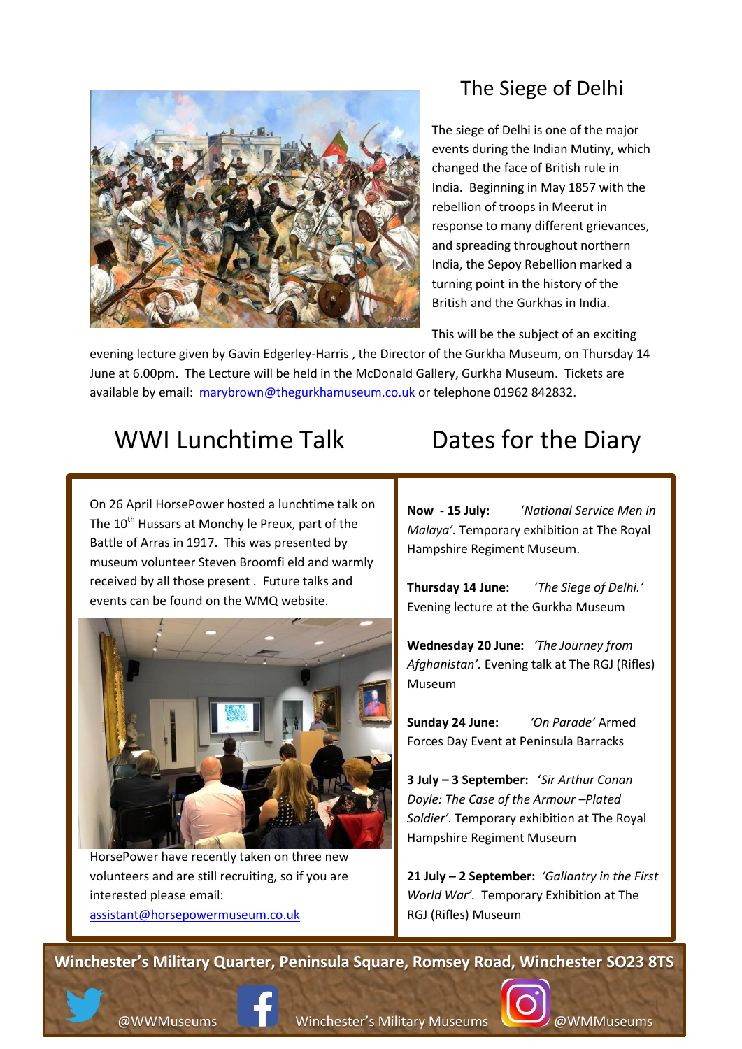## The Siege of Delhi

The siege of Delhi is one of the major events during the Indian Mutiny, which changed the face of British rule in India. Beginning in May 1857 with the rebellion of troops in Meerut in response to many different grievances, and spreading throughout northern India, the Sepoy Rebellion marked a turning point in the history of the British and the Gurkhas in India.

This will be the subject of an exciting evening lecture given by Gavin Edgerley-Harris , the Director of the Gurkha Museum, on Thursday 14 June at 6.00pm. The Lecture will be held in the McDonald Gallery, Gurkha Museum. Tickets are available by email: marybrown@thegurkhamuseum.co.uk or telephone 01962 842832.

## WWI Lunchtime Talk

On 26 April HorsePower hosted a lunchtime talk on The 10th Hussars at Monchy le Preux, part of the Battle of Arras in 1917. This was presented by museum volunteer Steven Broomfi eld and warmly received by all those present . Future talks and events can be found on the WMQ website.

HorsePower have recently taken on three new volunteers and are still recruiting, so if you are interested please email: assistant@horsepowermuseum.co.uk

## Dates for the Diary

**Now - 15 July:** *'National Service Men in Malaya'*. Temporary exhibition at The Royal Hampshire Regiment Museum.

**Thursday 14 June:** *'The Siege of Delhi.'* Evening lecture at the Gurkha Museum

**Wednesday 20 June:** *'The Journey from Afghanistan'*. Evening talk at The RGJ (Rifles) Museum

**Sunday 24 June:** *'On Parade'* Armed Forces Day Event at Peninsula Barracks

**3 July – 3 September:** *'Sir Arthur Conan Doyle: The Case of the Armour –Plated Soldier'*. Temporary exhibition at The Royal Hampshire Regiment Museum

**21 July – 2 September:** *'Gallantry in the First World War'*. Temporary Exhibition at The RGJ (Rifles) Museum

**Winchester's Military Quarter, Peninsula Square, Romsey Road, Winchester SO23 8TS**

@WWMuseums Winchester's Military Museums @WMMuseums